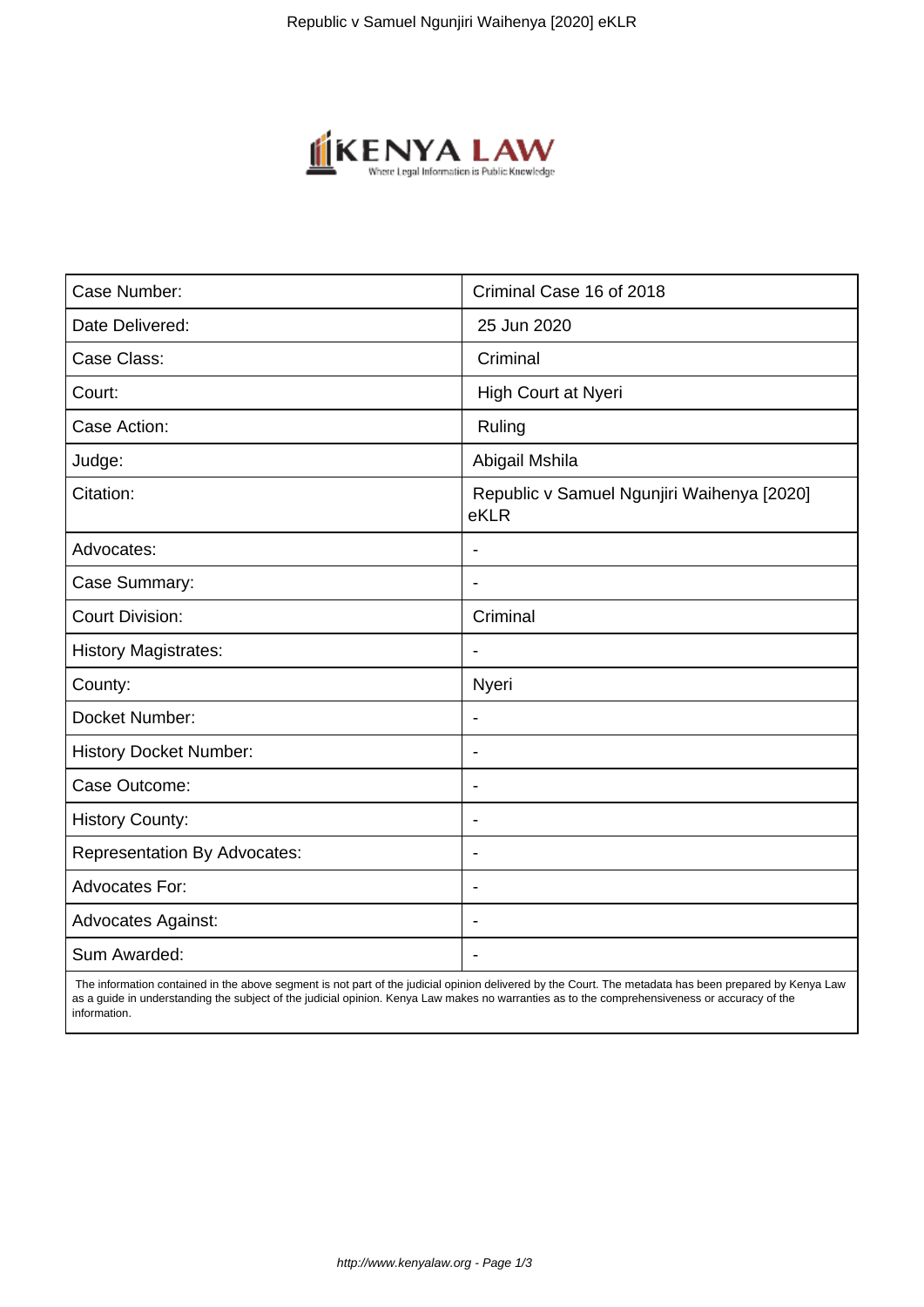| | |
| --- | --- |
| Case Number: | Criminal Case 16 of 2018 |
| Date Delivered: | 25 Jun 2020 |
| Case Class: | Criminal |
| Court: | High Court at Nyeri |
| Case Action: | Ruling |
| Judge: | Abigail Mshila |
| Citation: | Republic v Samuel Ngunjiri Waihenya [2020] eKLR |
| Advocates: | - |
| Case Summary: | - |
| Court Division: | Criminal |
| History Magistrates: | - |
| County: | Nyeri |
| Docket Number: | - |
| History Docket Number: | - |
| Case Outcome: | - |
| History County: | - |
| Representation By Advocates: | - |
| Advocates For: | - |
| Advocates Against: | - |
| Sum Awarded: | - |

The information contained in the above segment is not part of the judicial opinion delivered by the Court. The metadata has been prepared by Kenya Law as a guide in understanding the subject of the judicial opinion. Kenya Law makes no warranties as to the comprehensiveness or accuracy of the information.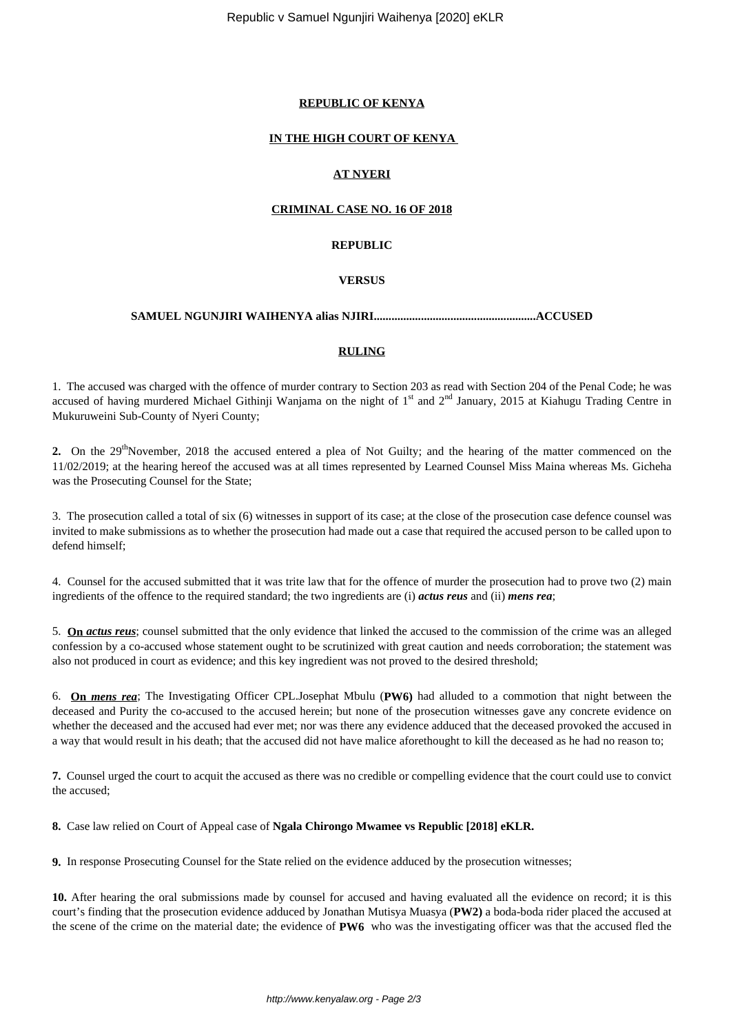**REPUBLIC OF KENYA**

**IN THE HIGH COURT OF KENYA**

**AT NYERI**

**CRIMINAL CASE NO. 16 OF 2018**

**REPUBLIC**

**VERSUS**

**SAMUEL NGUNJIRI WAIHENYA alias NJIRI......................................................ACCUSED**

**RULING**

1. The accused was charged with the offence of murder contrary to Section 203 as read with Section 204 of the Penal Code; he was accused of having murdered Michael Githinji Wanjama on the night of 1st and 2nd January, 2015 at Kiahugu Trading Centre in Mukuruweini Sub-County of Nyeri County;

**2.** On the 29th November, 2018 the accused entered a plea of Not Guilty; and the hearing of the matter commenced on the 11/02/2019; at the hearing hereof the accused was at all times represented by Learned Counsel Miss Maina whereas Ms. Gicheha was the Prosecuting Counsel for the State;

3. The prosecution called a total of six (6) witnesses in support of its case; at the close of the prosecution case defence counsel was invited to make submissions as to whether the prosecution had made out a case that required the accused person to be called upon to defend himself;

4. Counsel for the accused submitted that it was trite law that for the offence of murder the prosecution had to prove two (2) main ingredients of the offence to the required standard; the two ingredients are (i) ***actus reus*** and (ii) ***mens rea***;

5. **On *actus reus***; counsel submitted that the only evidence that linked the accused to the commission of the crime was an alleged confession by a co-accused whose statement ought to be scrutinized with great caution and needs corroboration; the statement was also not produced in court as evidence; and this key ingredient was not proved to the desired threshold;

6. **On *mens rea***; The Investigating Officer CPL.Josephat Mbulu (**PW6)** had alluded to a commotion that night between the deceased and Purity the co-accused to the accused herein; but none of the prosecution witnesses gave any concrete evidence on whether the deceased and the accused had ever met; nor was there any evidence adduced that the deceased provoked the accused in a way that would result in his death; that the accused did not have malice aforethought to kill the deceased as he had no reason to;

**7.** Counsel urged the court to acquit the accused as there was no credible or compelling evidence that the court could use to convict the accused;

**8.** Case law relied on Court of Appeal case of **Ngala Chirongo Mwamee vs Republic [2018] eKLR.**

**9.** In response Prosecuting Counsel for the State relied on the evidence adduced by the prosecution witnesses;

**10.** After hearing the oral submissions made by counsel for accused and having evaluated all the evidence on record; it is this court's finding that the prosecution evidence adduced by Jonathan Mutisya Muasya (**PW2)** a boda-boda rider placed the accused at the scene of the crime on the material date; the evidence of **PW6** who was the investigating officer was that the accused fled the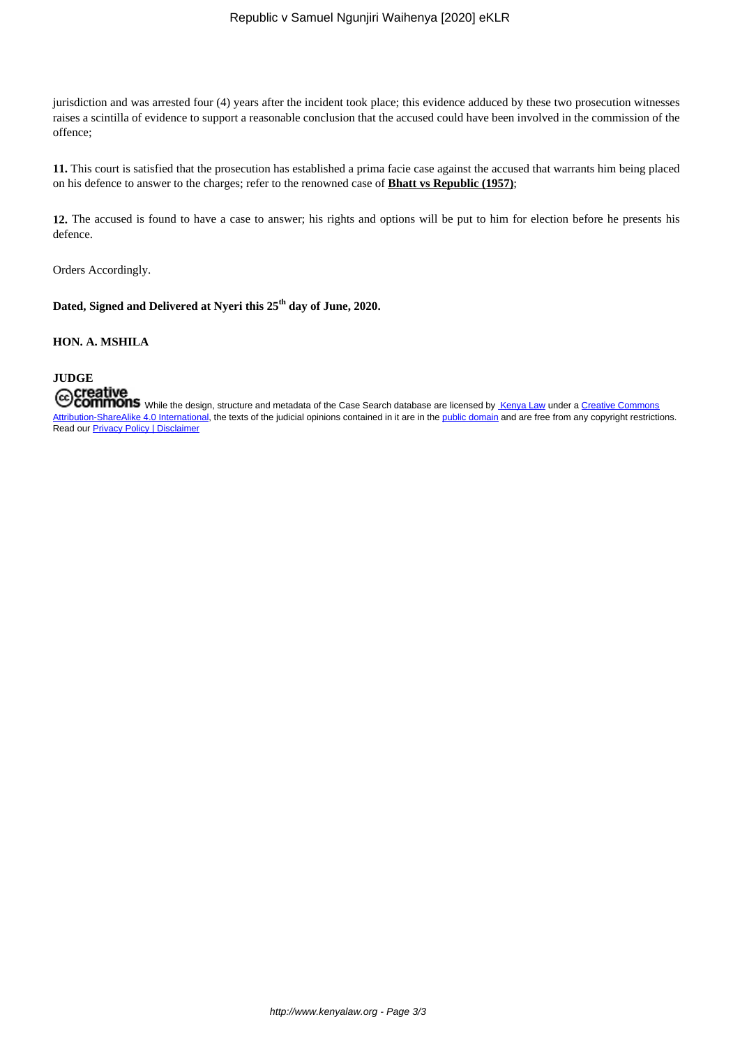jurisdiction and was arrested four (4) years after the incident took place; this evidence adduced by these two prosecution witnesses raises a scintilla of evidence to support a reasonable conclusion that the accused could have been involved in the commission of the offence;

**11.** This court is satisfied that the prosecution has established a prima facie case against the accused that warrants him being placed on his defence to answer to the charges; refer to the renowned case of **Bhatt vs Republic (1957)**;

**12.** The accused is found to have a case to answer; his rights and options will be put to him for election before he presents his defence.

Orders Accordingly.

**Dated, Signed and Delivered at Nyeri this 25th day of June, 2020.**

**HON. A. MSHILA**

**JUDGE**

While the design, structure and metadata of the Case Search database are licensed by Kenya Law under a Creative Commons Attribution-ShareAlike 4.0 International, the texts of the judicial opinions contained in it are in the public domain and are free from any copyright restrictions. Read our Privacy Policy | Disclaimer